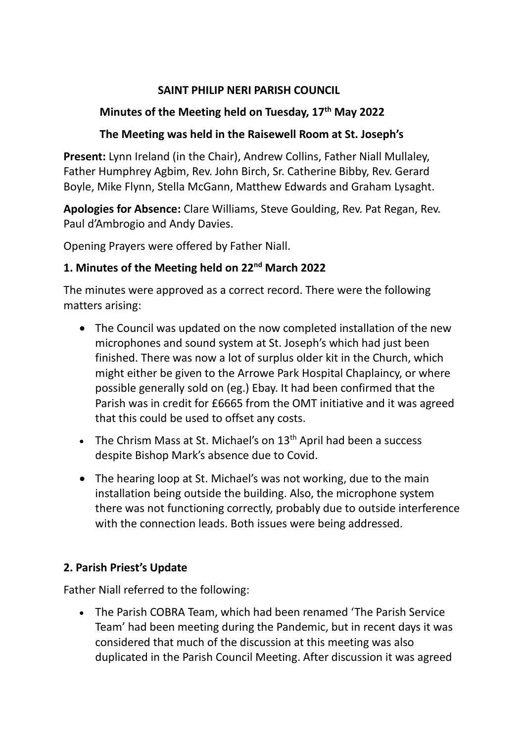# SAINT PHILIP NERI PARISH COUNCIL

## Minutes of the Meeting held on Tuesday, 17th May 2022

## The Meeting was held in the Raisewell Room at St. Joseph's

**Present:** Lynn Ireland (in the Chair), Andrew Collins, Father Niall Mullaley, Father Humphrey Agbim, Rev. John Birch, Sr. Catherine Bibby, Rev. Gerard Boyle, Mike Flynn, Stella McGann, Matthew Edwards and Graham Lysaght.

**Apologies for Absence:** Clare Williams, Steve Goulding, Rev. Pat Regan, Rev. Paul d'Ambrogio and Andy Davies.

Opening Prayers were offered by Father Niall.

### 1. Minutes of the Meeting held on 22nd March 2022

The minutes were approved as a correct record. There were the following matters arising:

- The Council was updated on the now completed installation of the new microphones and sound system at St. Joseph's which had just been finished. There was now a lot of surplus older kit in the Church, which might either be given to the Arrowe Park Hospital Chaplaincy, or where possible generally sold on (eg.) Ebay. It had been confirmed that the Parish was in credit for £6665 from the OMT initiative and it was agreed that this could be used to offset any costs.
- The Chrism Mass at St. Michael's on 13th April had been a success despite Bishop Mark's absence due to Covid.
- The hearing loop at St. Michael's was not working, due to the main installation being outside the building. Also, the microphone system there was not functioning correctly, probably due to outside interference with the connection leads. Both issues were being addressed.

### 2. Parish Priest's Update

Father Niall referred to the following:

- The Parish COBRA Team, which had been renamed 'The Parish Service Team' had been meeting during the Pandemic, but in recent days it was considered that much of the discussion at this meeting was also duplicated in the Parish Council Meeting. After discussion it was agreed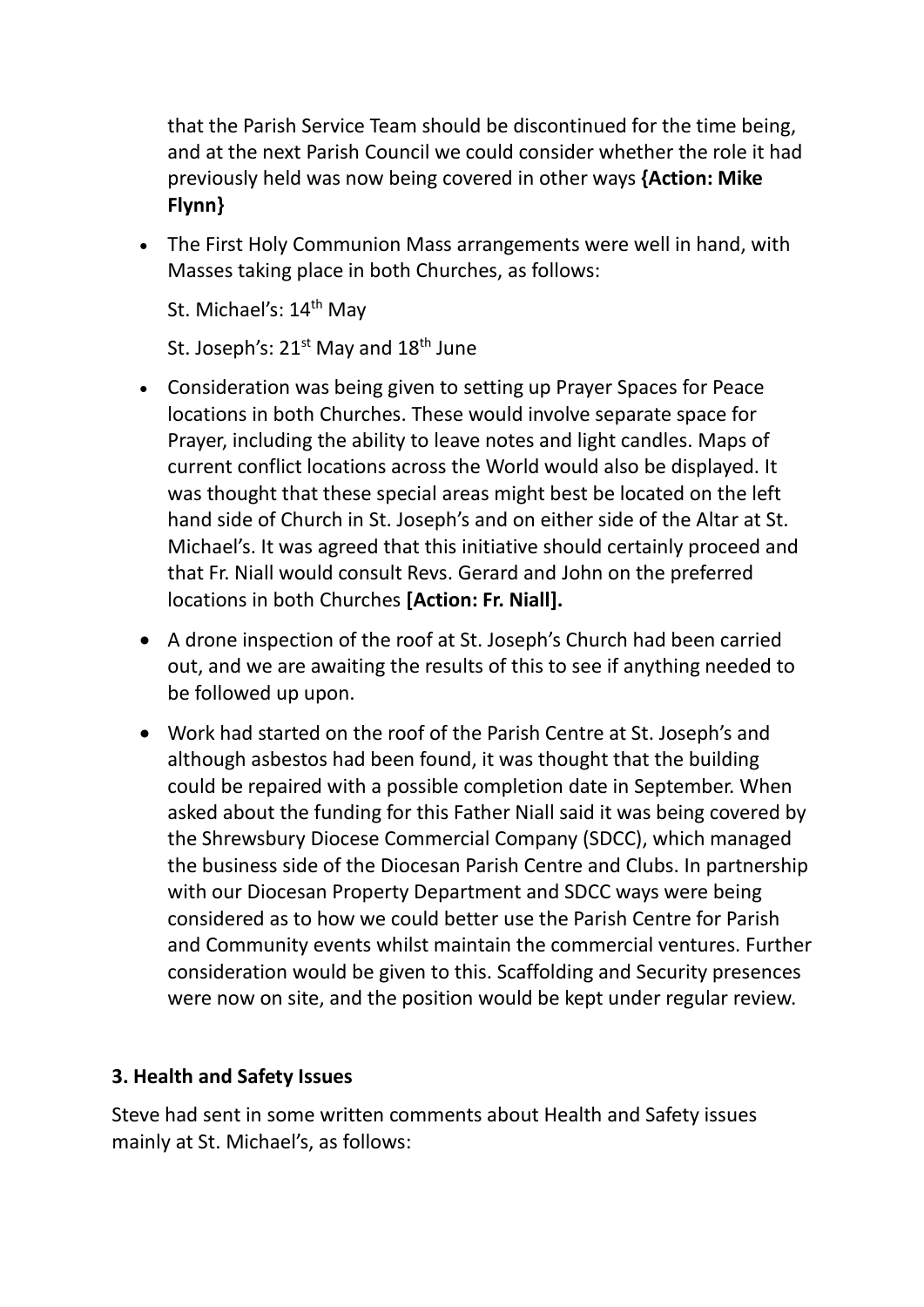that the Parish Service Team should be discontinued for the time being, and at the next Parish Council we could consider whether the role it had previously held was now being covered in other ways **{Action: Mike Flynn}**

- The First Holy Communion Mass arrangements were well in hand, with Masses taking place in both Churches, as follows:

  St. Michael's: 14th May

  St. Joseph's: 21st May and 18th June

- Consideration was being given to setting up Prayer Spaces for Peace locations in both Churches. These would involve separate space for Prayer, including the ability to leave notes and light candles. Maps of current conflict locations across the World would also be displayed. It was thought that these special areas might best be located on the left hand side of Church in St. Joseph's and on either side of the Altar at St. Michael's. It was agreed that this initiative should certainly proceed and that Fr. Niall would consult Revs. Gerard and John on the preferred locations in both Churches **[Action: Fr. Niall].**

- A drone inspection of the roof at St. Joseph's Church had been carried out, and we are awaiting the results of this to see if anything needed to be followed up upon.

- Work had started on the roof of the Parish Centre at St. Joseph's and although asbestos had been found, it was thought that the building could be repaired with a possible completion date in September. When asked about the funding for this Father Niall said it was being covered by the Shrewsbury Diocese Commercial Company (SDCC), which managed the business side of the Diocesan Parish Centre and Clubs. In partnership with our Diocesan Property Department and SDCC ways were being considered as to how we could better use the Parish Centre for Parish and Community events whilst maintain the commercial ventures. Further consideration would be given to this. Scaffolding and Security presences were now on site, and the position would be kept under regular review.

**3. Health and Safety Issues**

Steve had sent in some written comments about Health and Safety issues mainly at St. Michael's, as follows: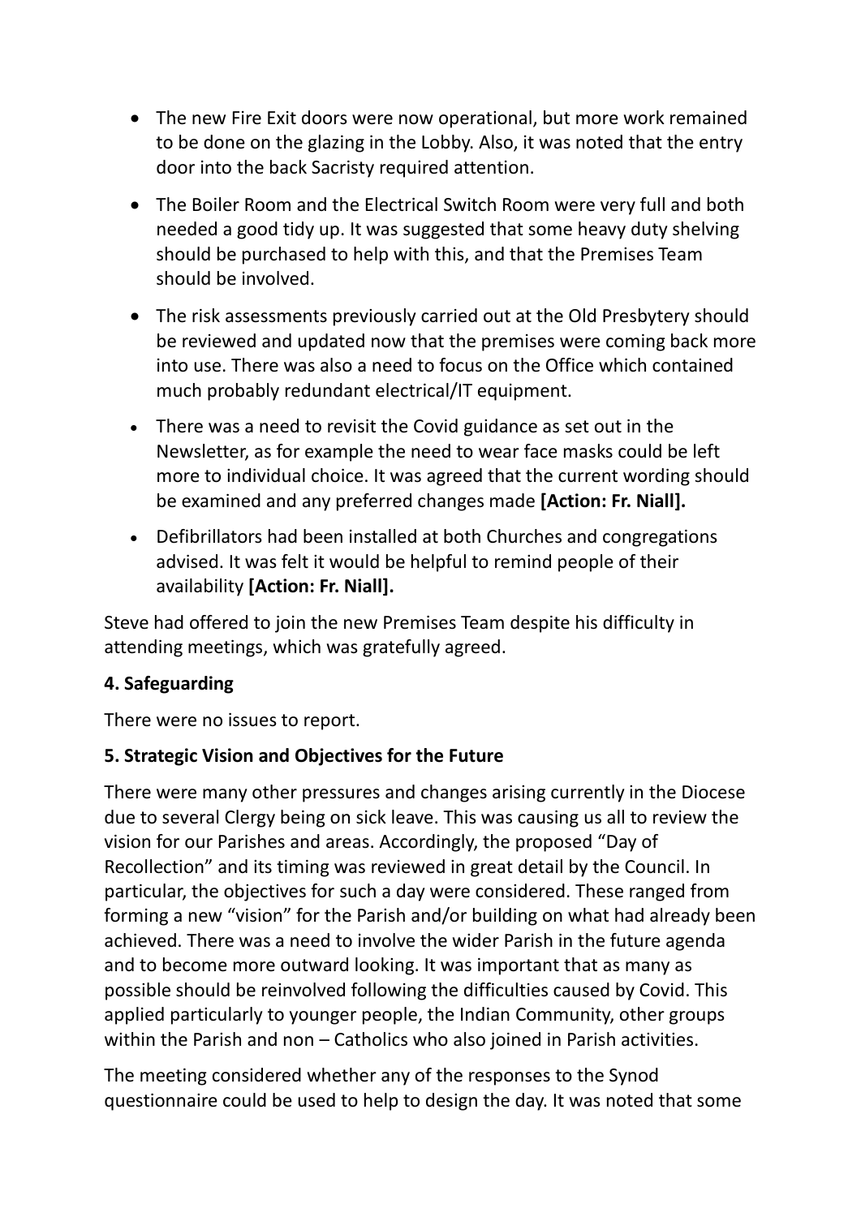- The new Fire Exit doors were now operational, but more work remained to be done on the glazing in the Lobby. Also, it was noted that the entry door into the back Sacristy required attention.
- The Boiler Room and the Electrical Switch Room were very full and both needed a good tidy up. It was suggested that some heavy duty shelving should be purchased to help with this, and that the Premises Team should be involved.
- The risk assessments previously carried out at the Old Presbytery should be reviewed and updated now that the premises were coming back more into use. There was also a need to focus on the Office which contained much probably redundant electrical/IT equipment.
- There was a need to revisit the Covid guidance as set out in the Newsletter, as for example the need to wear face masks could be left more to individual choice. It was agreed that the current wording should be examined and any preferred changes made **[Action: Fr. Niall].**
- Defibrillators had been installed at both Churches and congregations advised. It was felt it would be helpful to remind people of their availability **[Action: Fr. Niall].**

Steve had offered to join the new Premises Team despite his difficulty in attending meetings, which was gratefully agreed.

**4. Safeguarding**

There were no issues to report.

**5. Strategic Vision and Objectives for the Future**

There were many other pressures and changes arising currently in the Diocese due to several Clergy being on sick leave. This was causing us all to review the vision for our Parishes and areas. Accordingly, the proposed "Day of Recollection" and its timing was reviewed in great detail by the Council. In particular, the objectives for such a day were considered. These ranged from forming a new "vision" for the Parish and/or building on what had already been achieved. There was a need to involve the wider Parish in the future agenda and to become more outward looking. It was important that as many as possible should be reinvolved following the difficulties caused by Covid. This applied particularly to younger people, the Indian Community, other groups within the Parish and non – Catholics who also joined in Parish activities.

The meeting considered whether any of the responses to the Synod questionnaire could be used to help to design the day. It was noted that some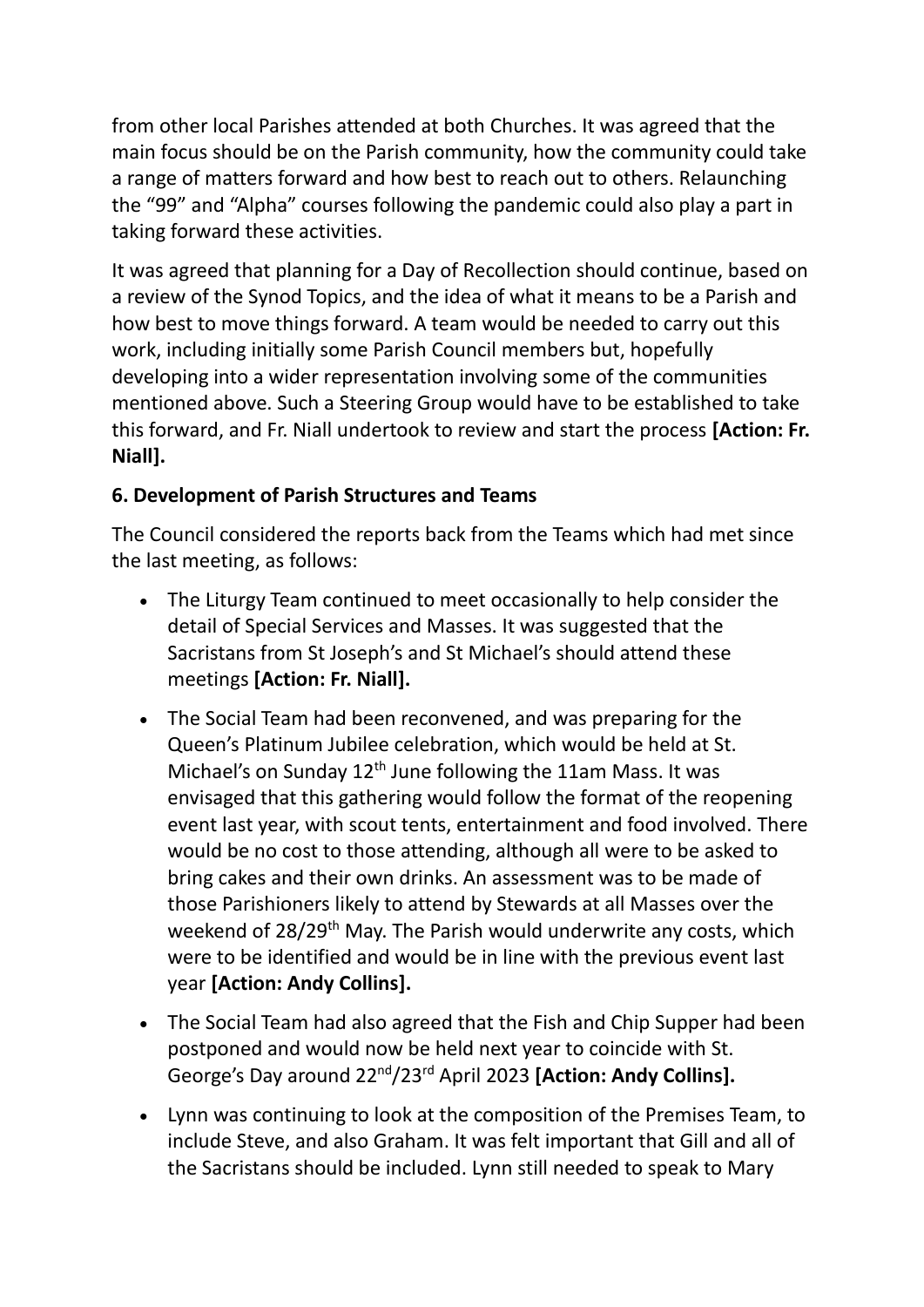from other local Parishes attended at both Churches. It was agreed that the main focus should be on the Parish community, how the community could take a range of matters forward and how best to reach out to others. Relaunching the "99" and "Alpha" courses following the pandemic could also play a part in taking forward these activities.

It was agreed that planning for a Day of Recollection should continue, based on a review of the Synod Topics, and the idea of what it means to be a Parish and how best to move things forward. A team would be needed to carry out this work, including initially some Parish Council members but, hopefully developing into a wider representation involving some of the communities mentioned above. Such a Steering Group would have to be established to take this forward, and Fr. Niall undertook to review and start the process **[Action: Fr. Niall].**

### 6. Development of Parish Structures and Teams

The Council considered the reports back from the Teams which had met since the last meeting, as follows:

- The Liturgy Team continued to meet occasionally to help consider the detail of Special Services and Masses. It was suggested that the Sacristans from St Joseph's and St Michael's should attend these meetings **[Action: Fr. Niall].**
- The Social Team had been reconvened, and was preparing for the Queen's Platinum Jubilee celebration, which would be held at St. Michael's on Sunday 12th June following the 11am Mass. It was envisaged that this gathering would follow the format of the reopening event last year, with scout tents, entertainment and food involved. There would be no cost to those attending, although all were to be asked to bring cakes and their own drinks. An assessment was to be made of those Parishioners likely to attend by Stewards at all Masses over the weekend of 28/29th May. The Parish would underwrite any costs, which were to be identified and would be in line with the previous event last year **[Action: Andy Collins].**
- The Social Team had also agreed that the Fish and Chip Supper had been postponed and would now be held next year to coincide with St. George's Day around 22nd/23rd April 2023 **[Action: Andy Collins].**
- Lynn was continuing to look at the composition of the Premises Team, to include Steve, and also Graham. It was felt important that Gill and all of the Sacristans should be included. Lynn still needed to speak to Mary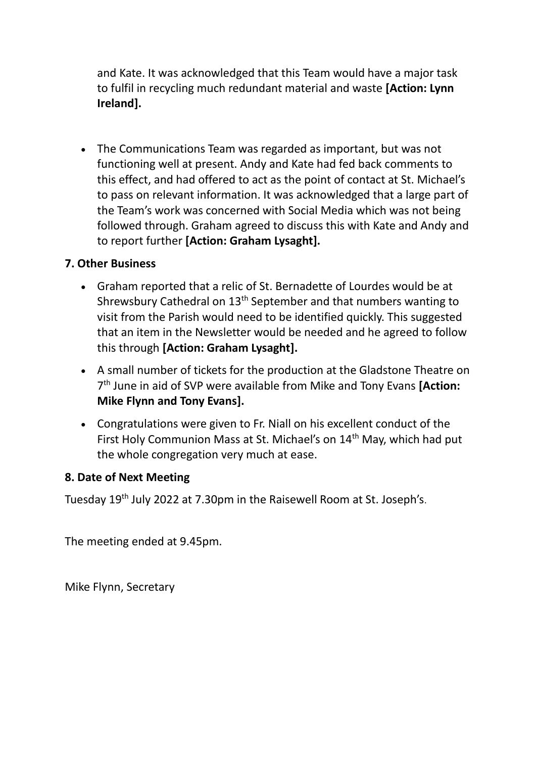and Kate. It was acknowledged that this Team would have a major task to fulfil in recycling much redundant material and waste **[Action: Lynn Ireland].**

- The Communications Team was regarded as important, but was not functioning well at present. Andy and Kate had fed back comments to this effect, and had offered to act as the point of contact at St. Michael's to pass on relevant information. It was acknowledged that a large part of the Team's work was concerned with Social Media which was not being followed through. Graham agreed to discuss this with Kate and Andy and to report further **[Action: Graham Lysaght].**

### 7. Other Business

- Graham reported that a relic of St. Bernadette of Lourdes would be at Shrewsbury Cathedral on 13th September and that numbers wanting to visit from the Parish would need to be identified quickly. This suggested that an item in the Newsletter would be needed and he agreed to follow this through **[Action: Graham Lysaght].**
- A small number of tickets for the production at the Gladstone Theatre on 7th June in aid of SVP were available from Mike and Tony Evans **[Action: Mike Flynn and Tony Evans].**
- Congratulations were given to Fr. Niall on his excellent conduct of the First Holy Communion Mass at St. Michael's on 14th May, which had put the whole congregation very much at ease.

### 8. Date of Next Meeting

Tuesday 19th July 2022 at 7.30pm in the Raisewell Room at St. Joseph's.

The meeting ended at 9.45pm.

Mike Flynn, Secretary